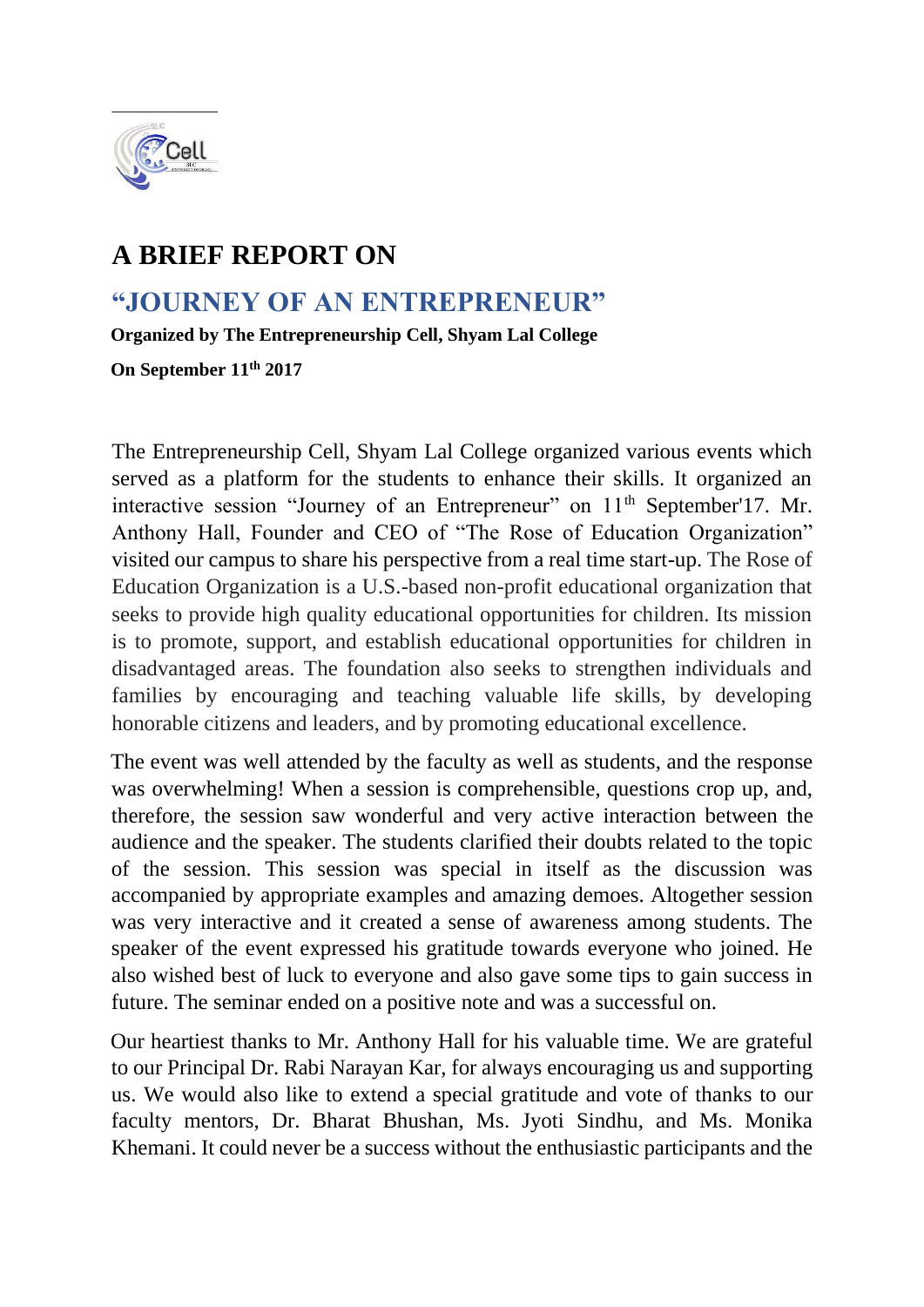# A BRIEF REPORT ON

## "JOURNEY OF AN ENTREPRENEUR"

**Organized by The Entrepreneurship Cell, Shyam Lal College**

**On September 11th 2017**

The Entrepreneurship Cell, Shyam Lal College organized various events which served as a platform for the students to enhance their skills. It organized an interactive session "Journey of an Entrepreneur" on 11th September'17. Mr. Anthony Hall, Founder and CEO of "The Rose of Education Organization" visited our campus to share his perspective from a real time start-up. The Rose of Education Organization is a U.S.-based non-profit educational organization that seeks to provide high quality educational opportunities for children. Its mission is to promote, support, and establish educational opportunities for children in disadvantaged areas. The foundation also seeks to strengthen individuals and families by encouraging and teaching valuable life skills, by developing honorable citizens and leaders, and by promoting educational excellence.

The event was well attended by the faculty as well as students, and the response was overwhelming! When a session is comprehensible, questions crop up, and, therefore, the session saw wonderful and very active interaction between the audience and the speaker. The students clarified their doubts related to the topic of the session. This session was special in itself as the discussion was accompanied by appropriate examples and amazing demoes. Altogether session was very interactive and it created a sense of awareness among students. The speaker of the event expressed his gratitude towards everyone who joined. He also wished best of luck to everyone and also gave some tips to gain success in future. The seminar ended on a positive note and was a successful on.

Our heartiest thanks to Mr. Anthony Hall for his valuable time. We are grateful to our Principal Dr. Rabi Narayan Kar, for always encouraging us and supporting us. We would also like to extend a special gratitude and vote of thanks to our faculty mentors, Dr. Bharat Bhushan, Ms. Jyoti Sindhu, and Ms. Monika Khemani. It could never be a success without the enthusiastic participants and the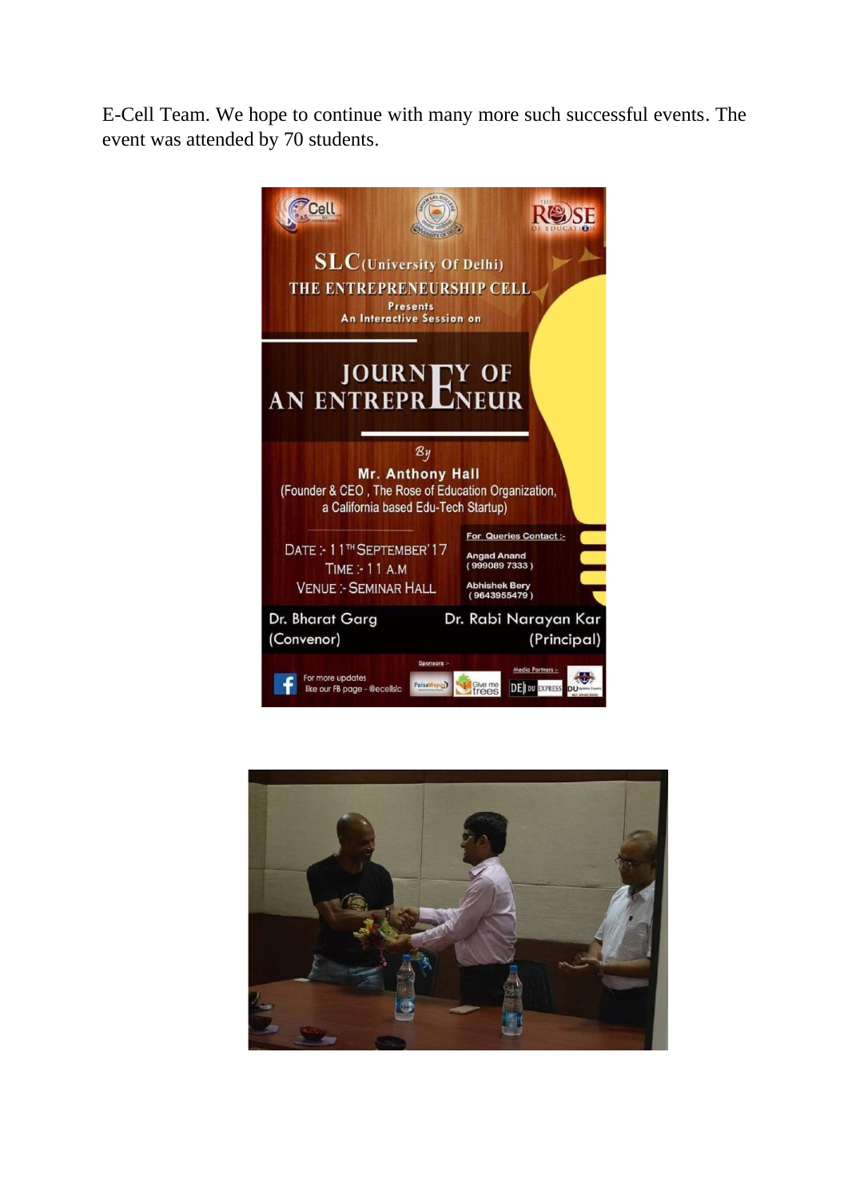E-Cell Team. We hope to continue with many more such successful events. The event was attended by 70 students.